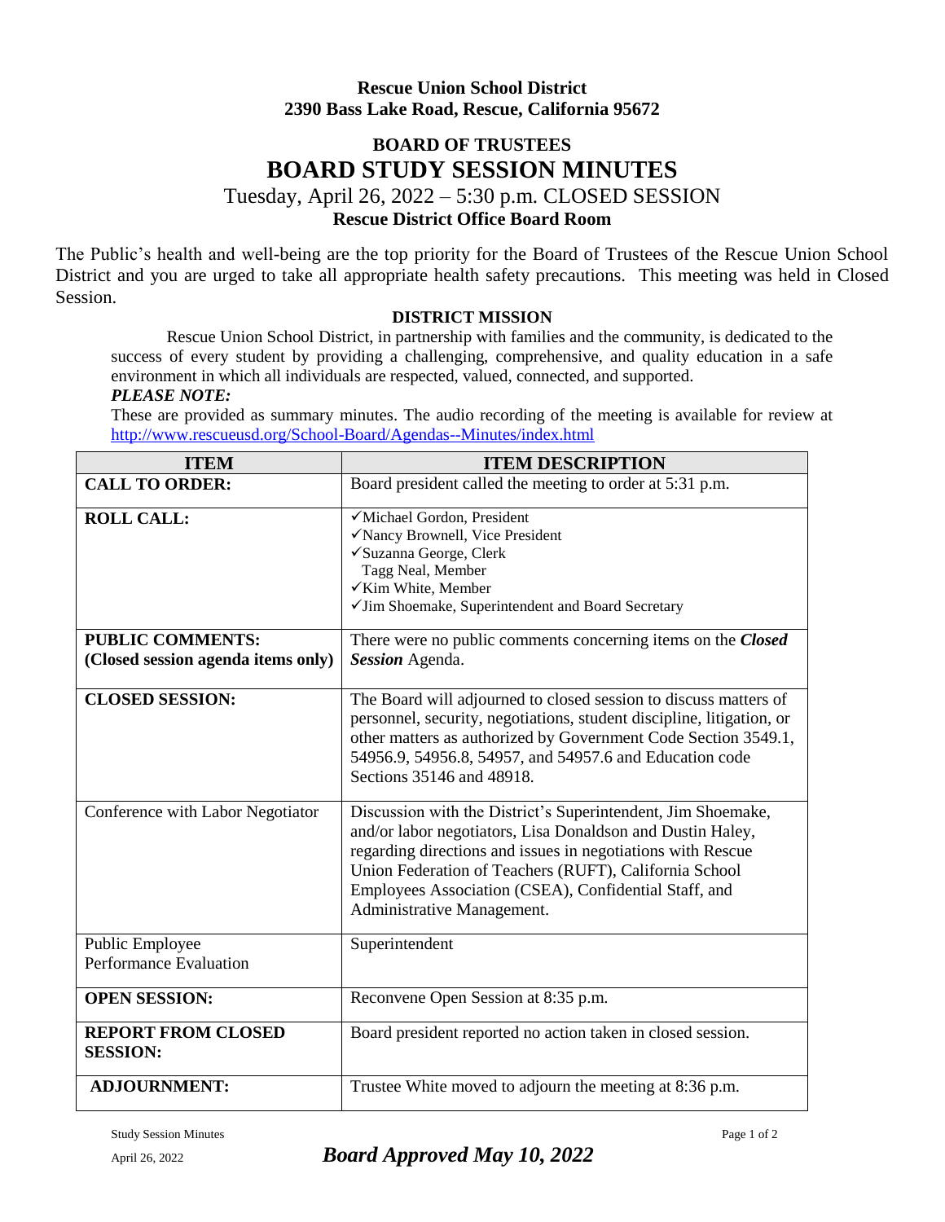**Rescue Union School District**
**2390 Bass Lake Road, Rescue, California 95672**

# BOARD OF TRUSTEES
# BOARD STUDY SESSION MINUTES

Tuesday, April 26, 2022 – 5:30 p.m. CLOSED SESSION
**Rescue District Office Board Room**

The Public's health and well-being are the top priority for the Board of Trustees of the Rescue Union School District and you are urged to take all appropriate health safety precautions. This meeting was held in Closed Session.

**DISTRICT MISSION**

Rescue Union School District, in partnership with families and the community, is dedicated to the success of every student by providing a challenging, comprehensive, and quality education in a safe environment in which all individuals are respected, valued, connected, and supported.

***PLEASE NOTE:***

These are provided as summary minutes. The audio recording of the meeting is available for review at http://www.rescueusd.org/School-Board/Agendas--Minutes/index.html

| ITEM | ITEM DESCRIPTION |
|---|---|
| **CALL TO ORDER:** | Board president called the meeting to order at 5:31 p.m. |
| **ROLL CALL:** | ✓Michael Gordon, President<br>✓Nancy Brownell, Vice President<br>✓Suzanna George, Clerk<br>Tagg Neal, Member<br>✓Kim White, Member<br>✓Jim Shoemake, Superintendent and Board Secretary |
| **PUBLIC COMMENTS: (Closed session agenda items only)** | There were no public comments concerning items on the ***Closed Session*** Agenda. |
| **CLOSED SESSION:** | The Board will adjourned to closed session to discuss matters of personnel, security, negotiations, student discipline, litigation, or other matters as authorized by Government Code Section 3549.1, 54956.9, 54956.8, 54957, and 54957.6 and Education code Sections 35146 and 48918. |
| Conference with Labor Negotiator | Discussion with the District's Superintendent, Jim Shoemake, and/or labor negotiators, Lisa Donaldson and Dustin Haley, regarding directions and issues in negotiations with Rescue Union Federation of Teachers (RUFT), California School Employees Association (CSEA), Confidential Staff, and Administrative Management. |
| Public Employee Performance Evaluation | Superintendent |
| **OPEN SESSION:** | Reconvene Open Session at 8:35 p.m. |
| **REPORT FROM CLOSED SESSION:** | Board president reported no action taken in closed session. |
| **ADJOURNMENT:** | Trustee White moved to adjourn the meeting at 8:36 p.m. |

***Board Approved May 10, 2022***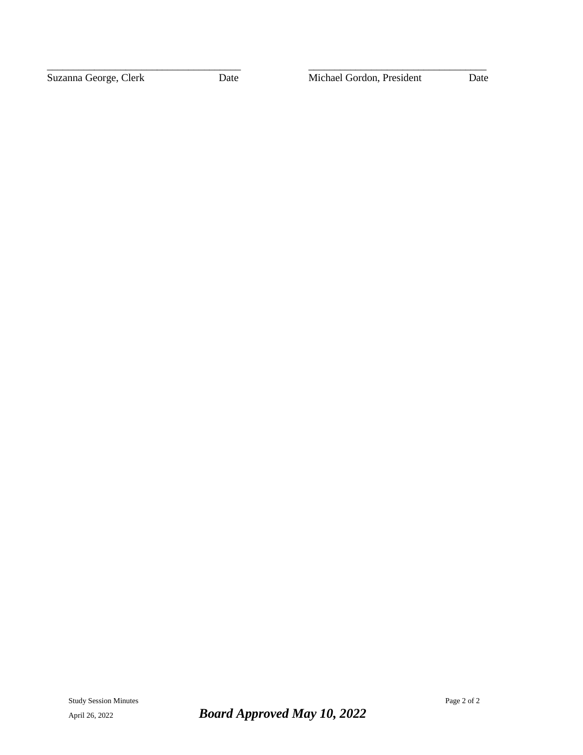\_\_\_\_\_\_\_\_\_\_\_\_\_\_\_\_\_\_\_\_\_\_\_\_\_\_\_\_\_\_\_\_\_\_\_\_\_\_\_ \_\_\_\_\_\_\_\_\_\_\_\_\_\_\_\_\_\_\_\_\_\_\_\_\_\_\_\_\_\_\_\_\_\_\_\_\_\_\_

Suzanna George, Clerk Date Michael Gordon, President Date

***Board Approved May 10, 2022***